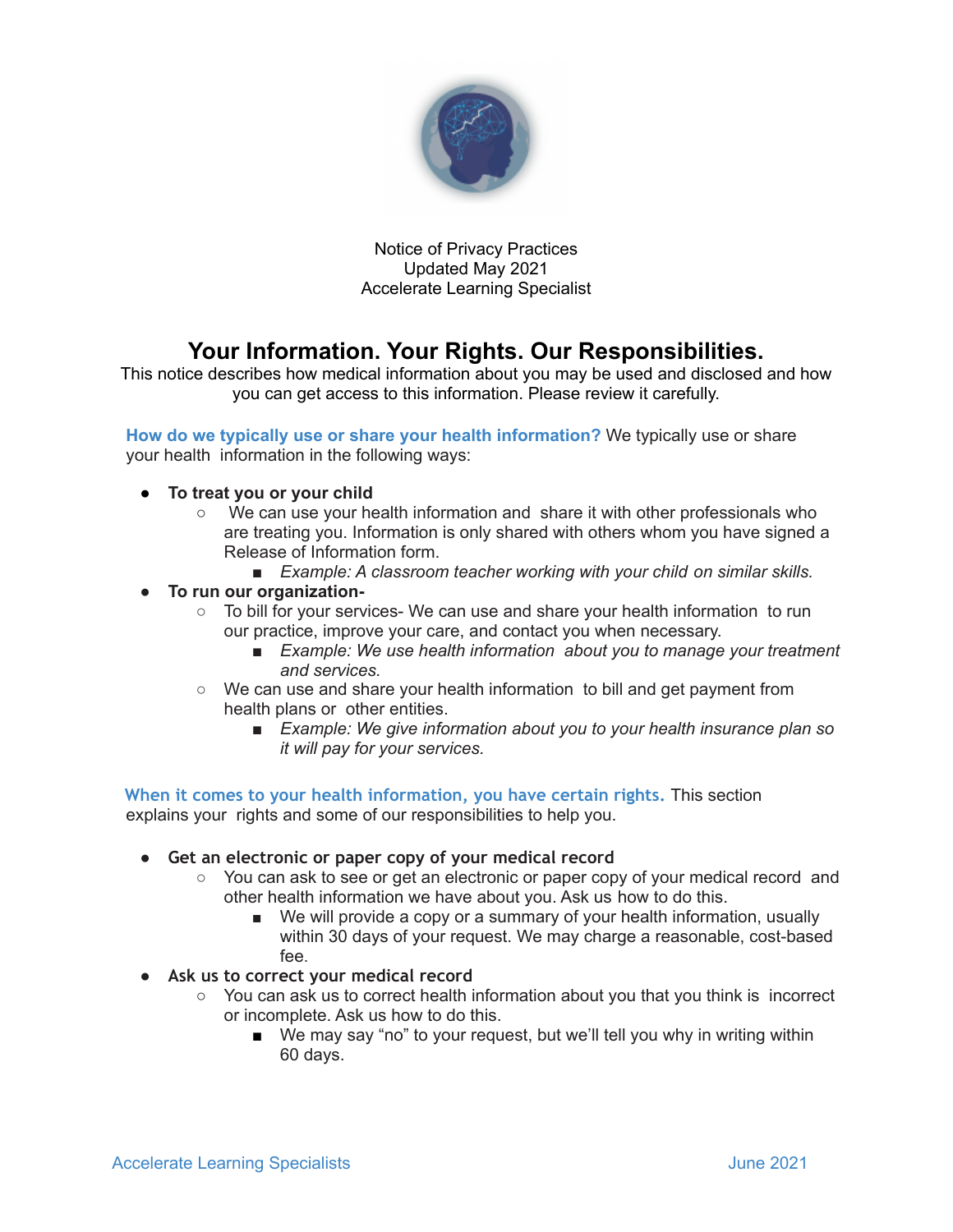Notice of Privacy Practices
Updated May 2021
Accelerate Learning Specialist

# Your Information. Your Rights. Our Responsibilities.

This notice describes how medical information about you may be used and disclosed and how you can get access to this information. Please review it carefully.

**How do we typically use or share your health information?** We typically use or share your health information in the following ways:

- **To treat you or your child**
  - We can use your health information and share it with other professionals who are treating you. Information is only shared with others whom you have signed a Release of Information form.
    - *Example: A classroom teacher working with your child on similar skills.*
- **To run our organization-**
  - To bill for your services- We can use and share your health information to run our practice, improve your care, and contact you when necessary.
    - *Example: We use health information about you to manage your treatment and services.*
  - We can use and share your health information to bill and get payment from health plans or other entities.
    - *Example: We give information about you to your health insurance plan so it will pay for your services.*

**When it comes to your health information, you have certain rights.** This section explains your rights and some of our responsibilities to help you.

- **Get an electronic or paper copy of your medical record**
  - You can ask to see or get an electronic or paper copy of your medical record and other health information we have about you. Ask us how to do this.
    - We will provide a copy or a summary of your health information, usually within 30 days of your request. We may charge a reasonable, cost-based fee.
- **Ask us to correct your medical record**
  - You can ask us to correct health information about you that you think is incorrect or incomplete. Ask us how to do this.
    - We may say "no" to your request, but we'll tell you why in writing within 60 days.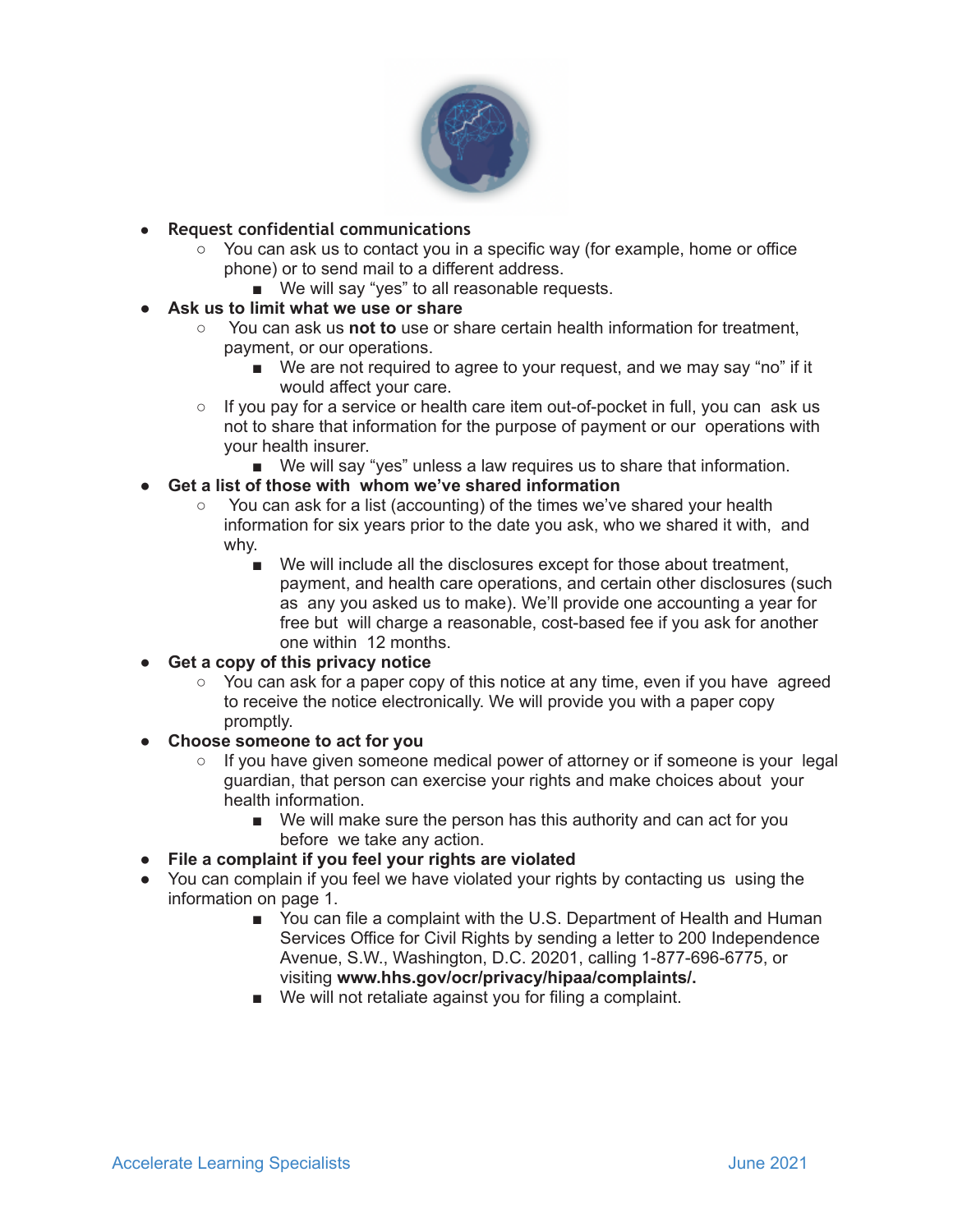- **Request confidential communications**
  - You can ask us to contact you in a specific way (for example, home or office phone) or to send mail to a different address.
    - We will say "yes" to all reasonable requests.
- **Ask us to limit what we use or share**
  - You can ask us **not to** use or share certain health information for treatment, payment, or our operations.
    - We are not required to agree to your request, and we may say "no" if it would affect your care.
  - If you pay for a service or health care item out-of-pocket in full, you can ask us not to share that information for the purpose of payment or our operations with your health insurer.
    - We will say "yes" unless a law requires us to share that information.
- **Get a list of those with whom we've shared information**
  - You can ask for a list (accounting) of the times we've shared your health information for six years prior to the date you ask, who we shared it with, and why.
    - We will include all the disclosures except for those about treatment, payment, and health care operations, and certain other disclosures (such as any you asked us to make). We'll provide one accounting a year for free but will charge a reasonable, cost-based fee if you ask for another one within 12 months.
- **Get a copy of this privacy notice**
  - You can ask for a paper copy of this notice at any time, even if you have agreed to receive the notice electronically. We will provide you with a paper copy promptly.
- **Choose someone to act for you**
  - If you have given someone medical power of attorney or if someone is your legal guardian, that person can exercise your rights and make choices about your health information.
    - We will make sure the person has this authority and can act for you before we take any action.
- **File a complaint if you feel your rights are violated**
- You can complain if you feel we have violated your rights by contacting us using the information on page 1.
    - You can file a complaint with the U.S. Department of Health and Human Services Office for Civil Rights by sending a letter to 200 Independence Avenue, S.W., Washington, D.C. 20201, calling 1-877-696-6775, or visiting **www.hhs.gov/ocr/privacy/hipaa/complaints/.**
    - We will not retaliate against you for filing a complaint.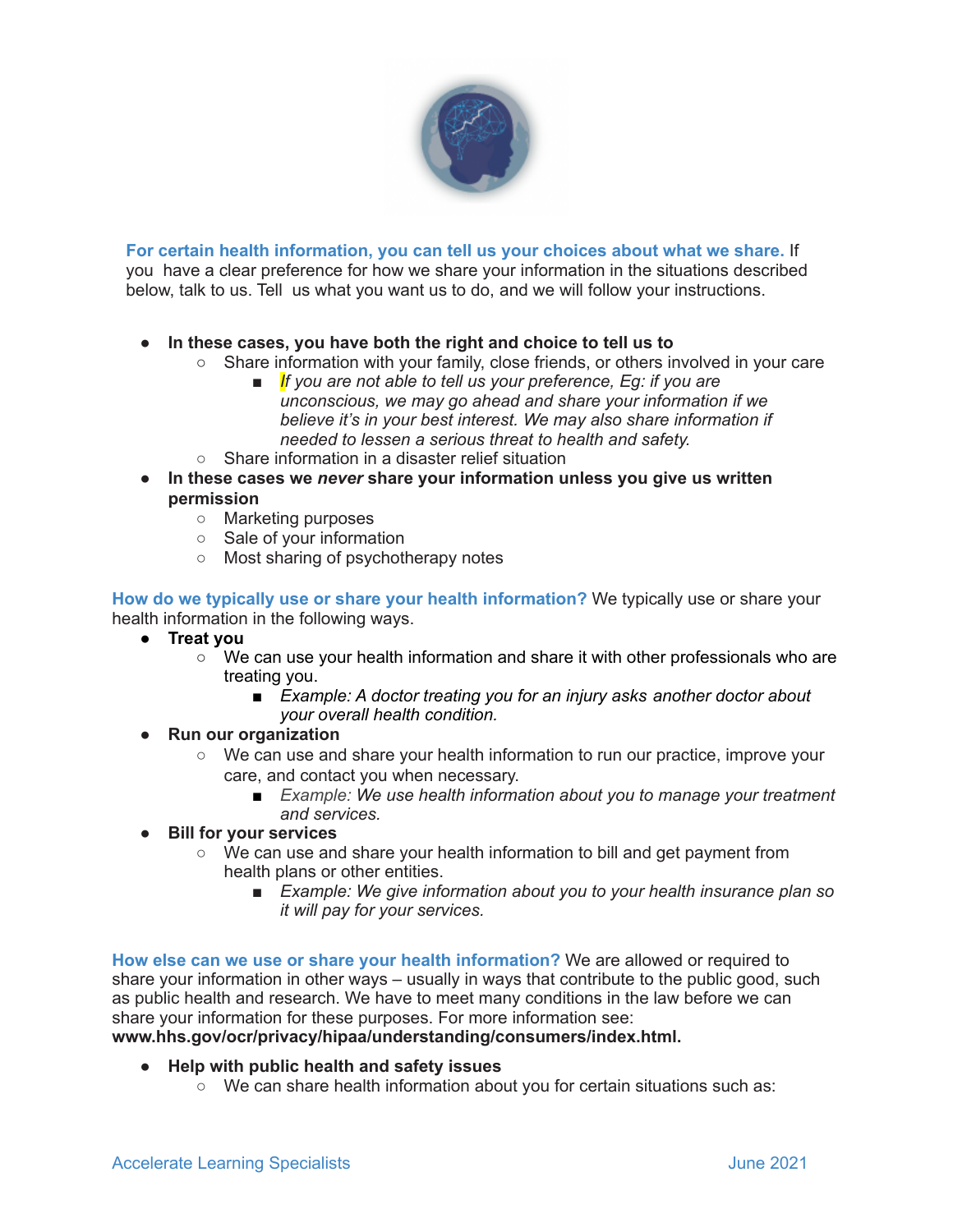**For certain health information, you can tell us your choices about what we share.** If you have a clear preference for how we share your information in the situations described below, talk to us. Tell us what you want us to do, and we will follow your instructions.

- **In these cases, you have both the right and choice to tell us to**
  - Share information with your family, close friends, or others involved in your care
    - *If you are not able to tell us your preference, Eg: if you are unconscious, we may go ahead and share your information if we believe it's in your best interest. We may also share information if needed to lessen a serious threat to health and safety.*
  - Share information in a disaster relief situation
- **In these cases we *never* share your information unless you give us written permission**
  - Marketing purposes
  - Sale of your information
  - Most sharing of psychotherapy notes

**How do we typically use or share your health information?** We typically use or share your health information in the following ways.

- **Treat you**
  - We can use your health information and share it with other professionals who are treating you.
    - *Example: A doctor treating you for an injury asks another doctor about your overall health condition.*
- **Run our organization**
  - We can use and share your health information to run our practice, improve your care, and contact you when necessary.
    - *Example: We use health information about you to manage your treatment and services.*
- **Bill for your services**
  - We can use and share your health information to bill and get payment from health plans or other entities.
    - *Example: We give information about you to your health insurance plan so it will pay for your services.*

**How else can we use or share your health information?** We are allowed or required to share your information in other ways – usually in ways that contribute to the public good, such as public health and research. We have to meet many conditions in the law before we can share your information for these purposes. For more information see: **www.hhs.gov/ocr/privacy/hipaa/understanding/consumers/index.html.**

- **Help with public health and safety issues**
  - We can share health information about you for certain situations such as: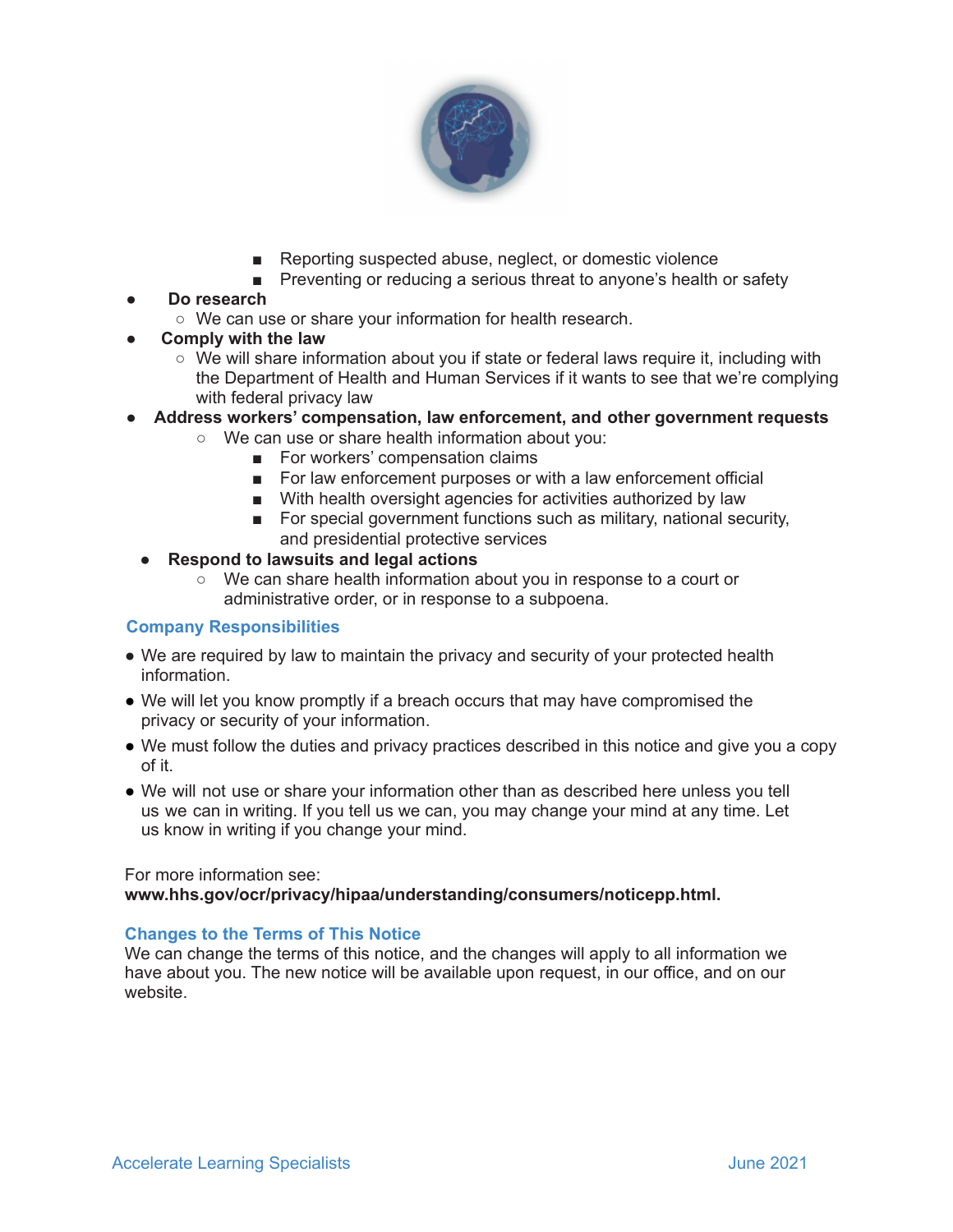- Reporting suspected abuse, neglect, or domestic violence
    - Preventing or reducing a serious threat to anyone's health or safety

- **Do research**
  - We can use or share your information for health research.
- **Comply with the law**
  - We will share information about you if state or federal laws require it, including with the Department of Health and Human Services if it wants to see that we're complying with federal privacy law
- **Address workers' compensation, law enforcement, and other government requests**
  - We can use or share health information about you:
    - For workers' compensation claims
    - For law enforcement purposes or with a law enforcement official
    - With health oversight agencies for activities authorized by law
    - For special government functions such as military, national security, and presidential protective services
- **Respond to lawsuits and legal actions**
  - We can share health information about you in response to a court or administrative order, or in response to a subpoena.

## Company Responsibilities

- We are required by law to maintain the privacy and security of your protected health information.
- We will let you know promptly if a breach occurs that may have compromised the privacy or security of your information.
- We must follow the duties and privacy practices described in this notice and give you a copy of it.
- We will not use or share your information other than as described here unless you tell us we can in writing. If you tell us we can, you may change your mind at any time. Let us know in writing if you change your mind.

For more information see:
**www.hhs.gov/ocr/privacy/hipaa/understanding/consumers/noticepp.html.**

## Changes to the Terms of This Notice

We can change the terms of this notice, and the changes will apply to all information we have about you. The new notice will be available upon request, in our office, and on our website.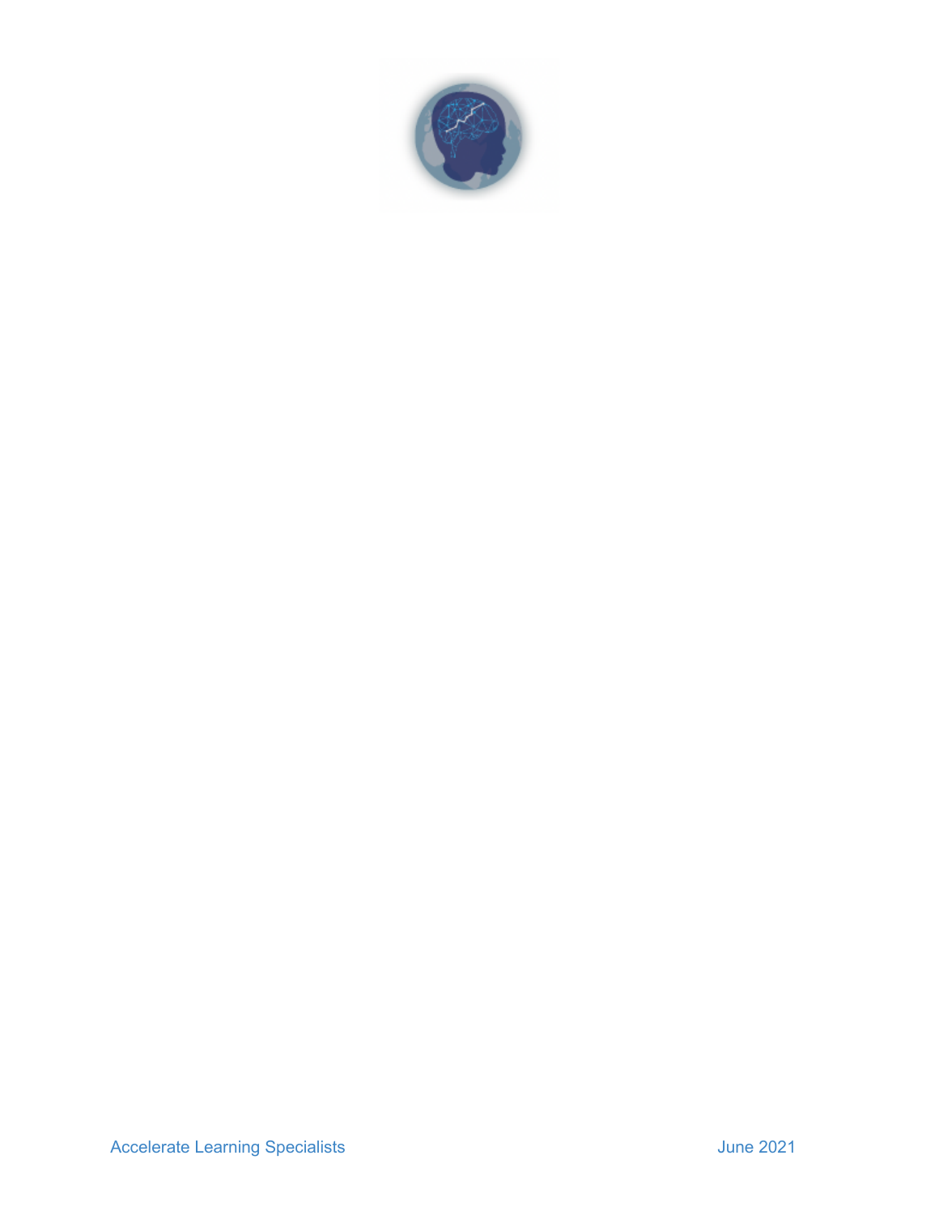Accelerate Learning Specialists

June 2021